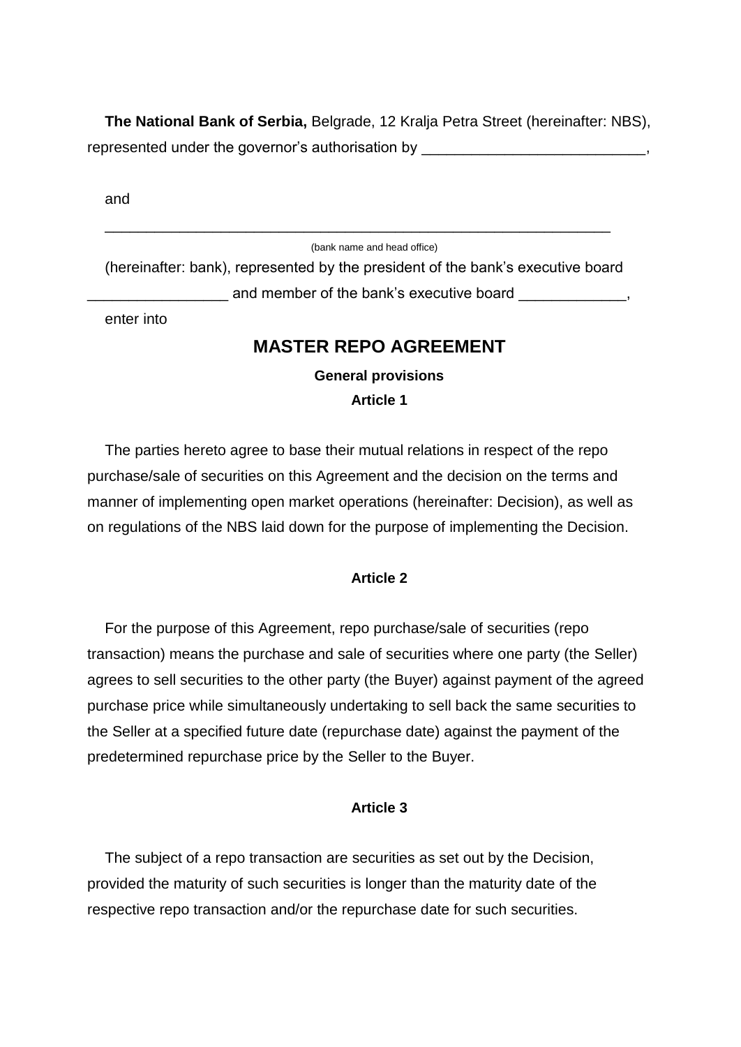**The National Bank of Serbia,** Belgrade, 12 Kralja Petra Street (hereinafter: NBS), represented under the governor's authorisation by ___________________________,

and

_________________________________________________________________

(bank name and head office)

(hereinafter: bank), represented by the president of the bank's executive board _________________ and member of the bank's executive board _____________,

enter into

# MASTER REPO AGREEMENT

### General provisions

### Article 1

The parties hereto agree to base their mutual relations in respect of the repo purchase/sale of securities on this Agreement and the decision on the terms and manner of implementing open market operations (hereinafter: Decision), as well as on regulations of the NBS laid down for the purpose of implementing the Decision.

### Article 2

For the purpose of this Agreement, repo purchase/sale of securities (repo transaction) means the purchase and sale of securities where one party (the Seller) agrees to sell securities to the other party (the Buyer) against payment of the agreed purchase price while simultaneously undertaking to sell back the same securities to the Seller at a specified future date (repurchase date) against the payment of the predetermined repurchase price by the Seller to the Buyer.

### Article 3

The subject of a repo transaction are securities as set out by the Decision, provided the maturity of such securities is longer than the maturity date of the respective repo transaction and/or the repurchase date for such securities.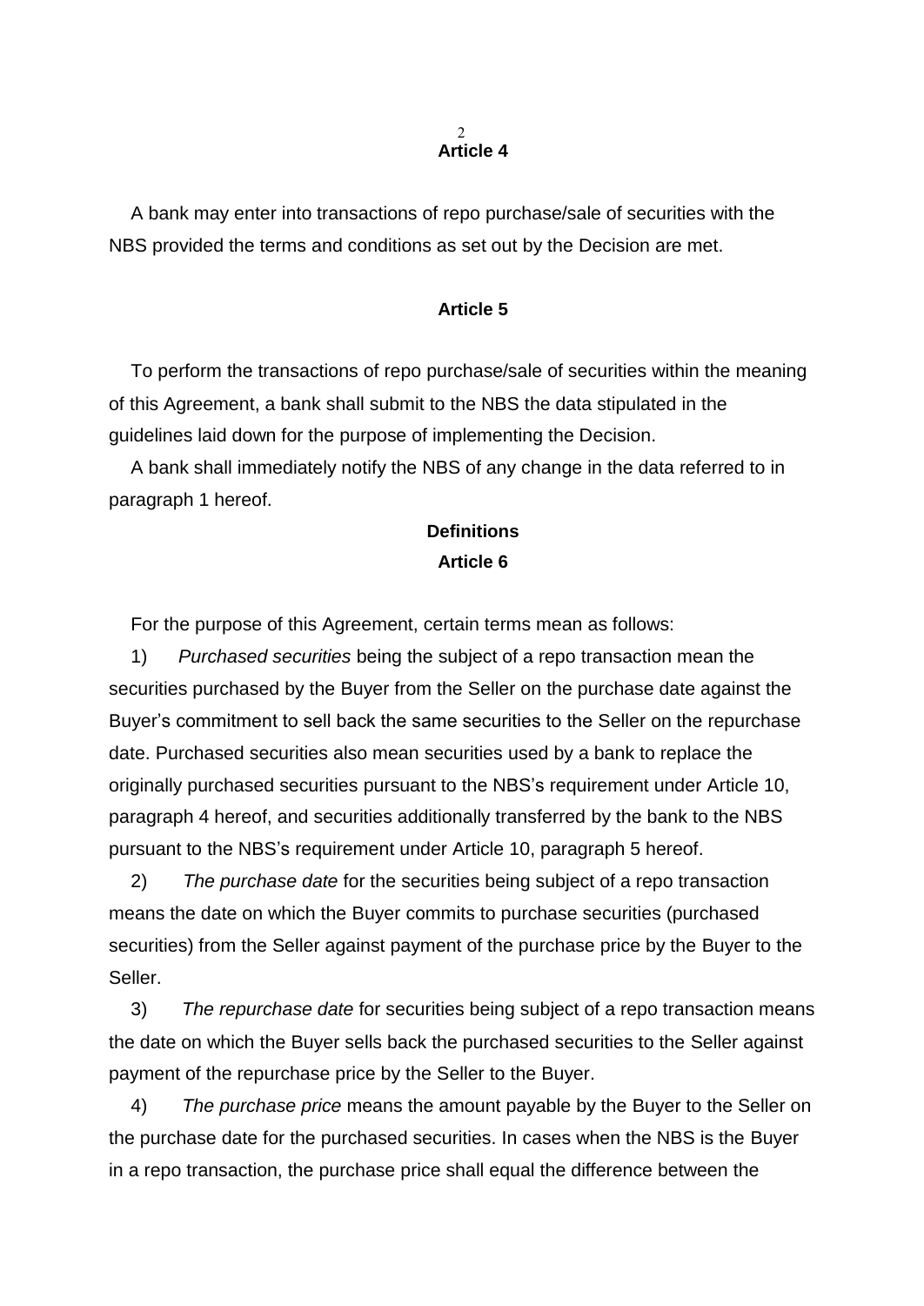**Article 4**

A bank may enter into transactions of repo purchase/sale of securities with the NBS provided the terms and conditions as set out by the Decision are met.

**Article 5**

To perform the transactions of repo purchase/sale of securities within the meaning of this Agreement, a bank shall submit to the NBS the data stipulated in the guidelines laid down for the purpose of implementing the Decision.

A bank shall immediately notify the NBS of any change in the data referred to in paragraph 1 hereof.

**Definitions**

**Article 6**

For the purpose of this Agreement, certain terms mean as follows:

1) *Purchased securities* being the subject of a repo transaction mean the securities purchased by the Buyer from the Seller on the purchase date against the Buyer's commitment to sell back the same securities to the Seller on the repurchase date. Purchased securities also mean securities used by a bank to replace the originally purchased securities pursuant to the NBS's requirement under Article 10, paragraph 4 hereof, and securities additionally transferred by the bank to the NBS pursuant to the NBS's requirement under Article 10, paragraph 5 hereof.

2) *The purchase date* for the securities being subject of a repo transaction means the date on which the Buyer commits to purchase securities (purchased securities) from the Seller against payment of the purchase price by the Buyer to the Seller.

3) *The repurchase date* for securities being subject of a repo transaction means the date on which the Buyer sells back the purchased securities to the Seller against payment of the repurchase price by the Seller to the Buyer.

4) *The purchase price* means the amount payable by the Buyer to the Seller on the purchase date for the purchased securities. In cases when the NBS is the Buyer in a repo transaction, the purchase price shall equal the difference between the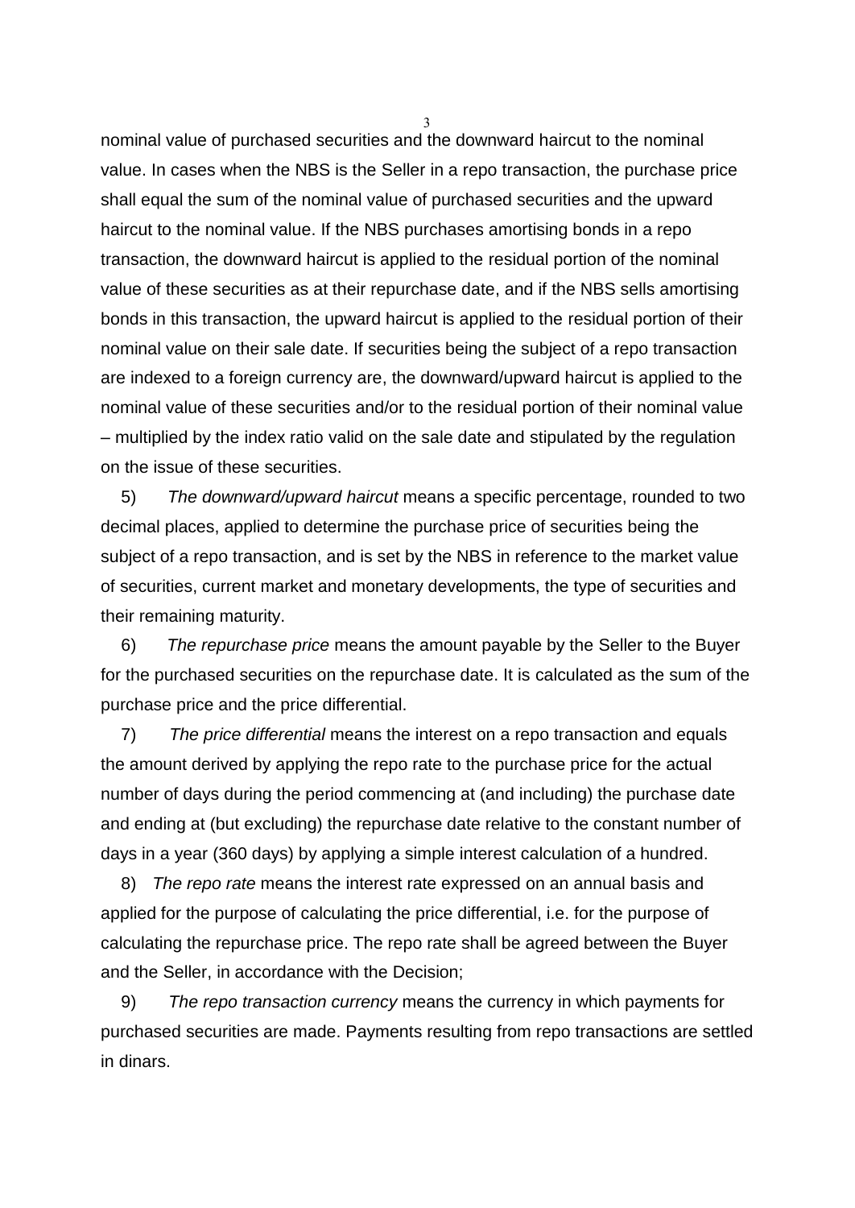nominal value of purchased securities and the downward haircut to the nominal value. In cases when the NBS is the Seller in a repo transaction, the purchase price shall equal the sum of the nominal value of purchased securities and the upward haircut to the nominal value. If the NBS purchases amortising bonds in a repo transaction, the downward haircut is applied to the residual portion of the nominal value of these securities as at their repurchase date, and if the NBS sells amortising bonds in this transaction, the upward haircut is applied to the residual portion of their nominal value on their sale date. If securities being the subject of a repo transaction are indexed to a foreign currency are, the downward/upward haircut is applied to the nominal value of these securities and/or to the residual portion of their nominal value – multiplied by the index ratio valid on the sale date and stipulated by the regulation on the issue of these securities.

5) *The downward/upward haircut* means a specific percentage, rounded to two decimal places, applied to determine the purchase price of securities being the subject of a repo transaction, and is set by the NBS in reference to the market value of securities, current market and monetary developments, the type of securities and their remaining maturity.

6) *The repurchase price* means the amount payable by the Seller to the Buyer for the purchased securities on the repurchase date. It is calculated as the sum of the purchase price and the price differential.

7) *The price differential* means the interest on a repo transaction and equals the amount derived by applying the repo rate to the purchase price for the actual number of days during the period commencing at (and including) the purchase date and ending at (but excluding) the repurchase date relative to the constant number of days in a year (360 days) by applying a simple interest calculation of a hundred.

8) *The repo rate* means the interest rate expressed on an annual basis and applied for the purpose of calculating the price differential, i.e. for the purpose of calculating the repurchase price. The repo rate shall be agreed between the Buyer and the Seller, in accordance with the Decision;

9) *The repo transaction currency* means the currency in which payments for purchased securities are made. Payments resulting from repo transactions are settled in dinars.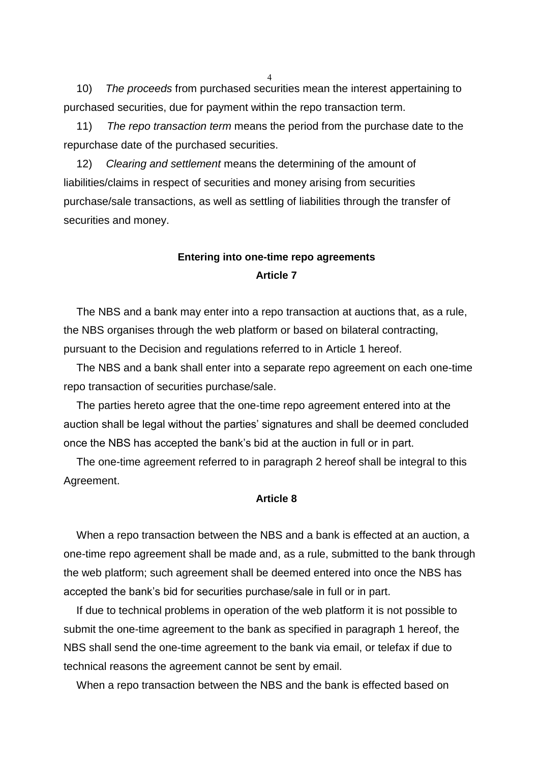10) *The proceeds* from purchased securities mean the interest appertaining to purchased securities, due for payment within the repo transaction term.

11) *The repo transaction term* means the period from the purchase date to the repurchase date of the purchased securities.

12) *Clearing and settlement* means the determining of the amount of liabilities/claims in respect of securities and money arising from securities purchase/sale transactions, as well as settling of liabilities through the transfer of securities and money.

## Entering into one-time repo agreements

### Article 7

The NBS and a bank may enter into a repo transaction at auctions that, as a rule, the NBS organises through the web platform or based on bilateral contracting, pursuant to the Decision and regulations referred to in Article 1 hereof.

The NBS and a bank shall enter into a separate repo agreement on each one-time repo transaction of securities purchase/sale.

The parties hereto agree that the one-time repo agreement entered into at the auction shall be legal without the parties' signatures and shall be deemed concluded once the NBS has accepted the bank's bid at the auction in full or in part.

The one-time agreement referred to in paragraph 2 hereof shall be integral to this Agreement.

### Article 8

When a repo transaction between the NBS and a bank is effected at an auction, a one-time repo agreement shall be made and, as a rule, submitted to the bank through the web platform; such agreement shall be deemed entered into once the NBS has accepted the bank's bid for securities purchase/sale in full or in part.

If due to technical problems in operation of the web platform it is not possible to submit the one-time agreement to the bank as specified in paragraph 1 hereof, the NBS shall send the one-time agreement to the bank via email, or telefax if due to technical reasons the agreement cannot be sent by email.

When a repo transaction between the NBS and the bank is effected based on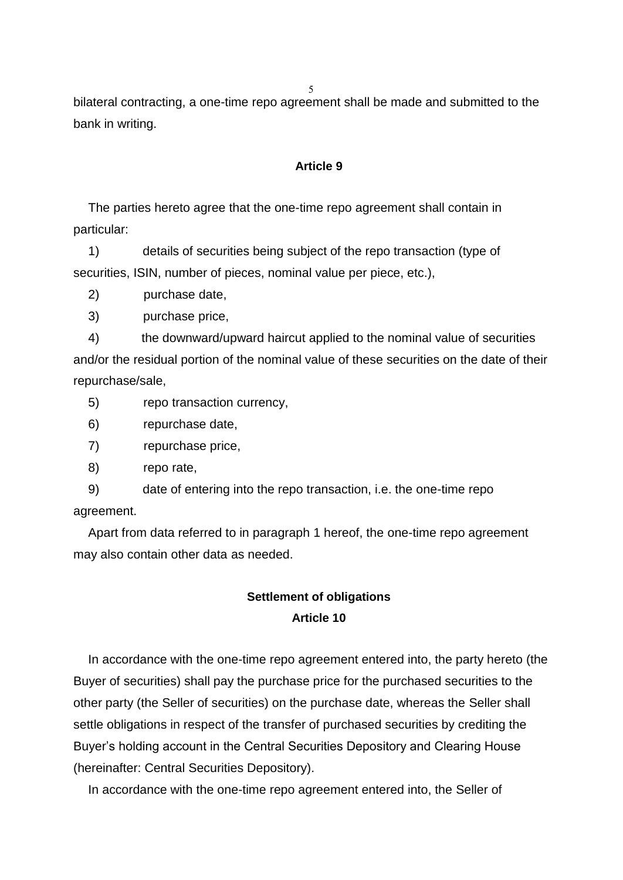bilateral contracting, a one-time repo agreement shall be made and submitted to the bank in writing.

**Article 9**

The parties hereto agree that the one-time repo agreement shall contain in particular:

1) details of securities being subject of the repo transaction (type of securities, ISIN, number of pieces, nominal value per piece, etc.),

2) purchase date,

3) purchase price,

4) the downward/upward haircut applied to the nominal value of securities and/or the residual portion of the nominal value of these securities on the date of their repurchase/sale,

5) repo transaction currency,

6) repurchase date,

7) repurchase price,

8) repo rate,

9) date of entering into the repo transaction, i.e. the one-time repo agreement.

Apart from data referred to in paragraph 1 hereof, the one-time repo agreement may also contain other data as needed.

**Settlement of obligations**

**Article 10**

In accordance with the one-time repo agreement entered into, the party hereto (the Buyer of securities) shall pay the purchase price for the purchased securities to the other party (the Seller of securities) on the purchase date, whereas the Seller shall settle obligations in respect of the transfer of purchased securities by crediting the Buyer's holding account in the Central Securities Depository and Clearing House (hereinafter: Central Securities Depository).

In accordance with the one-time repo agreement entered into, the Seller of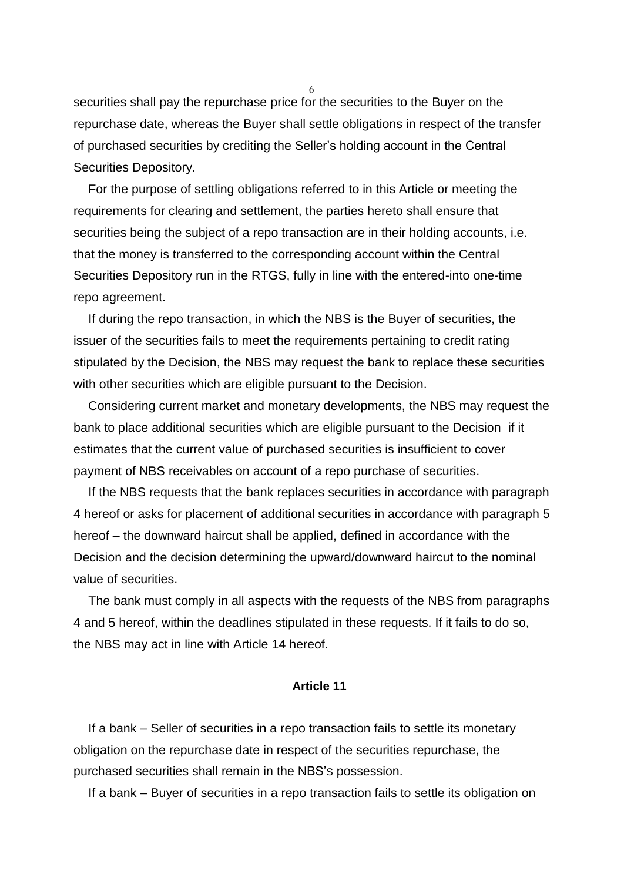securities shall pay the repurchase price for the securities to the Buyer on the repurchase date, whereas the Buyer shall settle obligations in respect of the transfer of purchased securities by crediting the Seller's holding account in the Central Securities Depository.

For the purpose of settling obligations referred to in this Article or meeting the requirements for clearing and settlement, the parties hereto shall ensure that securities being the subject of a repo transaction are in their holding accounts, i.e. that the money is transferred to the corresponding account within the Central Securities Depository run in the RTGS, fully in line with the entered-into one-time repo agreement.

If during the repo transaction, in which the NBS is the Buyer of securities, the issuer of the securities fails to meet the requirements pertaining to credit rating stipulated by the Decision, the NBS may request the bank to replace these securities with other securities which are eligible pursuant to the Decision.

Considering current market and monetary developments, the NBS may request the bank to place additional securities which are eligible pursuant to the Decision if it estimates that the current value of purchased securities is insufficient to cover payment of NBS receivables on account of a repo purchase of securities.

If the NBS requests that the bank replaces securities in accordance with paragraph 4 hereof or asks for placement of additional securities in accordance with paragraph 5 hereof – the downward haircut shall be applied, defined in accordance with the Decision and the decision determining the upward/downward haircut to the nominal value of securities.

The bank must comply in all aspects with the requests of the NBS from paragraphs 4 and 5 hereof, within the deadlines stipulated in these requests. If it fails to do so, the NBS may act in line with Article 14 hereof.

**Article 11**

If a bank – Seller of securities in a repo transaction fails to settle its monetary obligation on the repurchase date in respect of the securities repurchase, the purchased securities shall remain in the NBS's possession.

If a bank – Buyer of securities in a repo transaction fails to settle its obligation on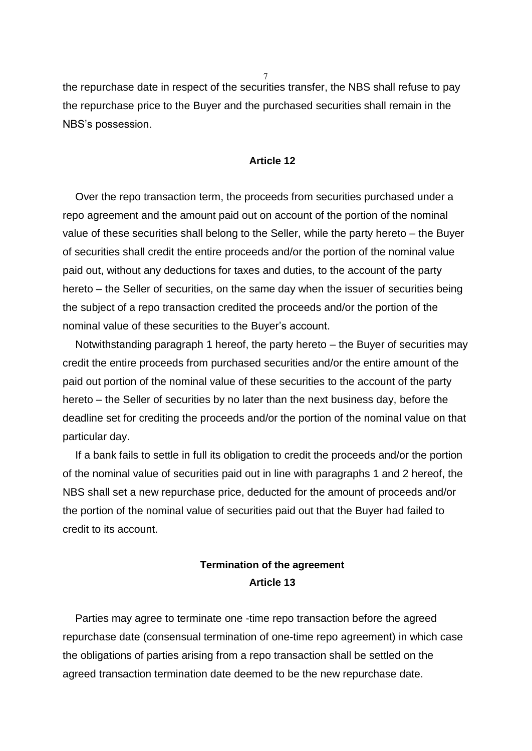the repurchase date in respect of the securities transfer, the NBS shall refuse to pay the repurchase price to the Buyer and the purchased securities shall remain in the NBS's possession.

**Article 12**

Over the repo transaction term, the proceeds from securities purchased under a repo agreement and the amount paid out on account of the portion of the nominal value of these securities shall belong to the Seller, while the party hereto – the Buyer of securities shall credit the entire proceeds and/or the portion of the nominal value paid out, without any deductions for taxes and duties, to the account of the party hereto – the Seller of securities, on the same day when the issuer of securities being the subject of a repo transaction credited the proceeds and/or the portion of the nominal value of these securities to the Buyer's account.

Notwithstanding paragraph 1 hereof, the party hereto – the Buyer of securities may credit the entire proceeds from purchased securities and/or the entire amount of the paid out portion of the nominal value of these securities to the account of the party hereto – the Seller of securities by no later than the next business day, before the deadline set for crediting the proceeds and/or the portion of the nominal value on that particular day.

If a bank fails to settle in full its obligation to credit the proceeds and/or the portion of the nominal value of securities paid out in line with paragraphs 1 and 2 hereof, the NBS shall set a new repurchase price, deducted for the amount of proceeds and/or the portion of the nominal value of securities paid out that the Buyer had failed to credit to its account.

**Termination of the agreement**
**Article 13**

Parties may agree to terminate one -time repo transaction before the agreed repurchase date (consensual termination of one-time repo agreement) in which case the obligations of parties arising from a repo transaction shall be settled on the agreed transaction termination date deemed to be the new repurchase date.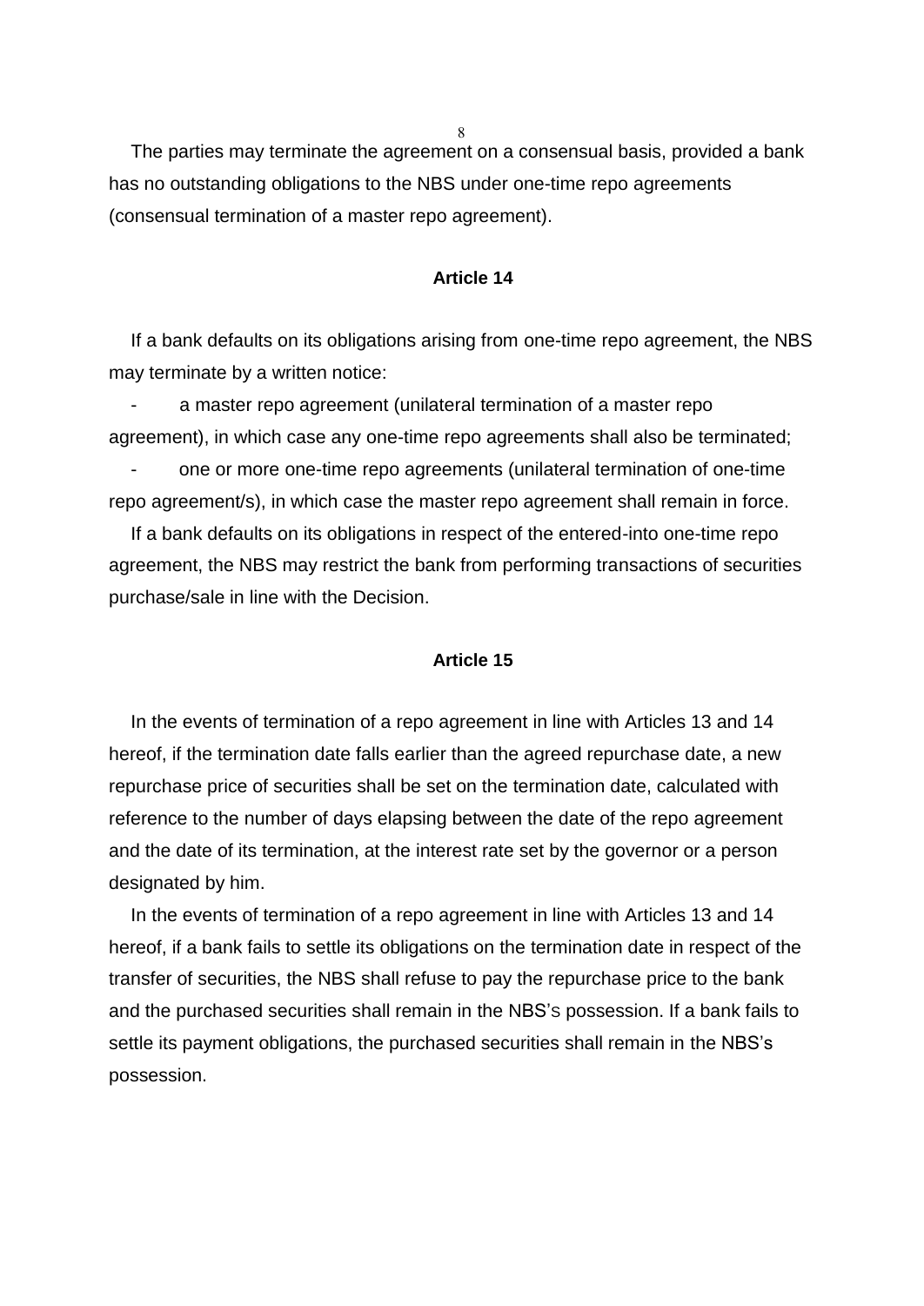The parties may terminate the agreement on a consensual basis, provided a bank has no outstanding obligations to the NBS under one-time repo agreements (consensual termination of a master repo agreement).

**Article 14**

If a bank defaults on its obligations arising from one-time repo agreement, the NBS may terminate by a written notice:

- a master repo agreement (unilateral termination of a master repo agreement), in which case any one-time repo agreements shall also be terminated;
- one or more one-time repo agreements (unilateral termination of one-time repo agreement/s), in which case the master repo agreement shall remain in force.

If a bank defaults on its obligations in respect of the entered-into one-time repo agreement, the NBS may restrict the bank from performing transactions of securities purchase/sale in line with the Decision.

**Article 15**

In the events of termination of a repo agreement in line with Articles 13 and 14 hereof, if the termination date falls earlier than the agreed repurchase date, a new repurchase price of securities shall be set on the termination date, calculated with reference to the number of days elapsing between the date of the repo agreement and the date of its termination, at the interest rate set by the governor or a person designated by him.

In the events of termination of a repo agreement in line with Articles 13 and 14 hereof, if a bank fails to settle its obligations on the termination date in respect of the transfer of securities, the NBS shall refuse to pay the repurchase price to the bank and the purchased securities shall remain in the NBS's possession. If a bank fails to settle its payment obligations, the purchased securities shall remain in the NBS's possession.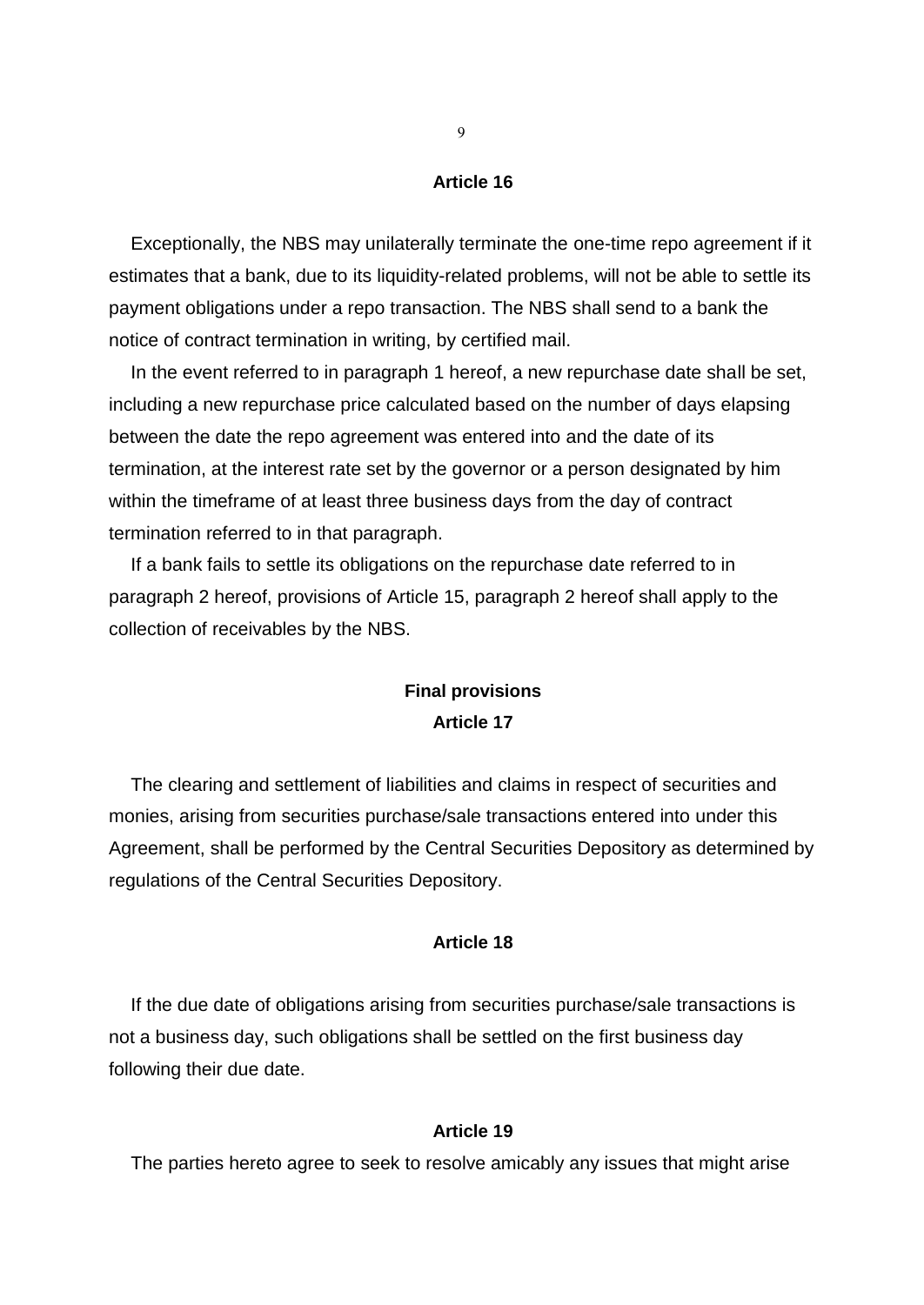**Article 16**

Exceptionally, the NBS may unilaterally terminate the one-time repo agreement if it estimates that a bank, due to its liquidity-related problems, will not be able to settle its payment obligations under a repo transaction. The NBS shall send to a bank the notice of contract termination in writing, by certified mail.

In the event referred to in paragraph 1 hereof, a new repurchase date shall be set, including a new repurchase price calculated based on the number of days elapsing between the date the repo agreement was entered into and the date of its termination, at the interest rate set by the governor or a person designated by him within the timeframe of at least three business days from the day of contract termination referred to in that paragraph.

If a bank fails to settle its obligations on the repurchase date referred to in paragraph 2 hereof, provisions of Article 15, paragraph 2 hereof shall apply to the collection of receivables by the NBS.

## Final provisions

**Article 17**

The clearing and settlement of liabilities and claims in respect of securities and monies, arising from securities purchase/sale transactions entered into under this Agreement, shall be performed by the Central Securities Depository as determined by regulations of the Central Securities Depository.

**Article 18**

If the due date of obligations arising from securities purchase/sale transactions is not a business day, such obligations shall be settled on the first business day following their due date.

**Article 19**

The parties hereto agree to seek to resolve amicably any issues that might arise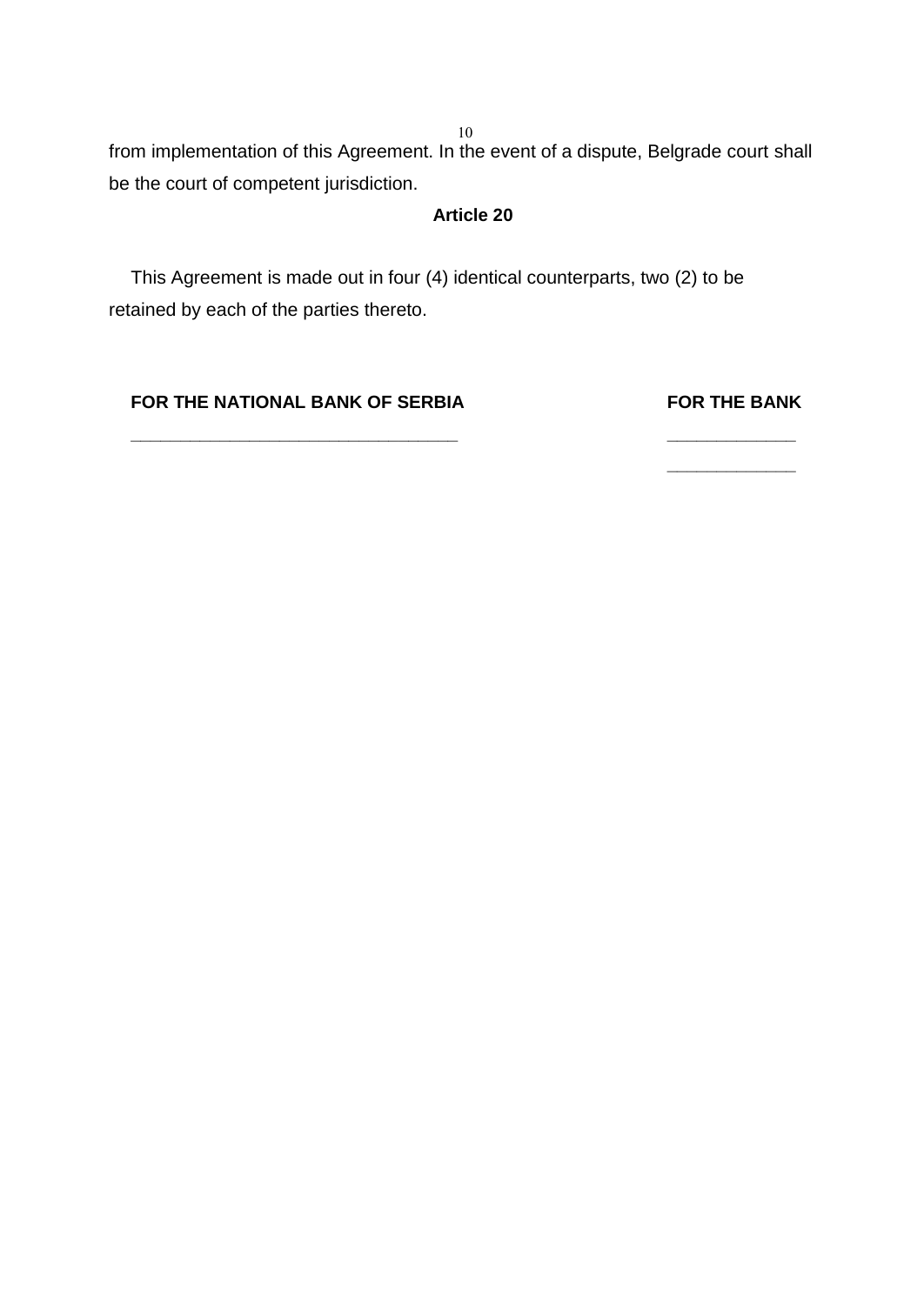from implementation of this Agreement. In the event of a dispute, Belgrade court shall be the court of competent jurisdiction.

**Article 20**

This Agreement is made out in four (4) identical counterparts, two (2) to be retained by each of the parties thereto.

| | |
|---|---|
| **FOR THE NATIONAL BANK OF SERBIA** | **FOR THE BANK** |
| ________________________________ | ____________ |
| | ____________ |